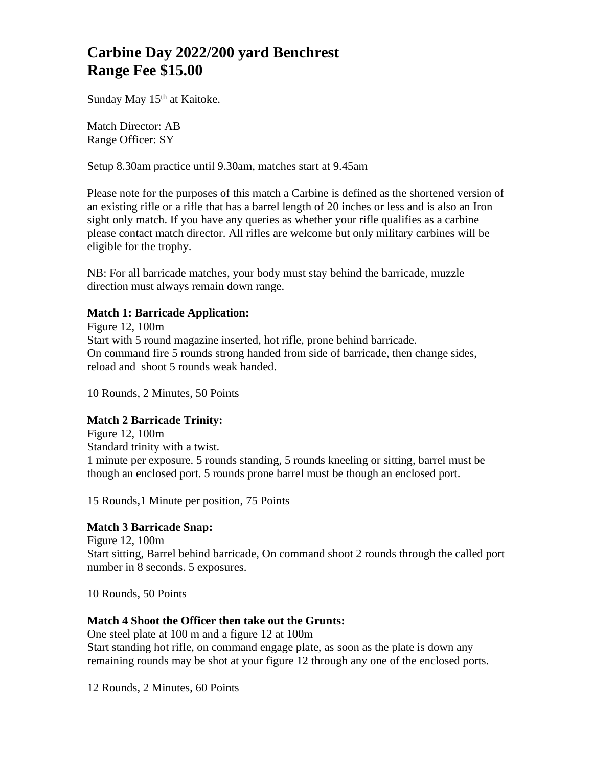# Carbine Day 2022/200 yard Benchrest
# Range Fee $15.00

Sunday May 15th at Kaitoke.

Match Director: AB
Range Officer: SY

Setup 8.30am practice until 9.30am, matches start at 9.45am

Please note for the purposes of this match a Carbine is defined as the shortened version of an existing rifle or a rifle that has a barrel length of 20 inches or less and is also an Iron sight only match. If you have any queries as whether your rifle qualifies as a carbine please contact match director. All rifles are welcome but only military carbines will be eligible for the trophy.

NB: For all barricade matches, your body must stay behind the barricade, muzzle direction must always remain down range.

**Match 1: Barricade Application:**
Figure 12, 100m
Start with 5 round magazine inserted, hot rifle, prone behind barricade.
On command fire 5 rounds strong handed from side of barricade, then change sides, reload and shoot 5 rounds weak handed.

10 Rounds, 2 Minutes, 50 Points

**Match 2 Barricade Trinity:**
Figure 12, 100m
Standard trinity with a twist.
1 minute per exposure. 5 rounds standing, 5 rounds kneeling or sitting, barrel must be though an enclosed port. 5 rounds prone barrel must be though an enclosed port.

15 Rounds,1 Minute per position, 75 Points

**Match 3 Barricade Snap:**
Figure 12, 100m
Start sitting, Barrel behind barricade, On command shoot 2 rounds through the called port number in 8 seconds. 5 exposures.

10 Rounds, 50 Points

**Match 4 Shoot the Officer then take out the Grunts:**
One steel plate at 100 m and a figure 12 at 100m
Start standing hot rifle, on command engage plate, as soon as the plate is down any remaining rounds may be shot at your figure 12 through any one of the enclosed ports.

12 Rounds, 2 Minutes, 60 Points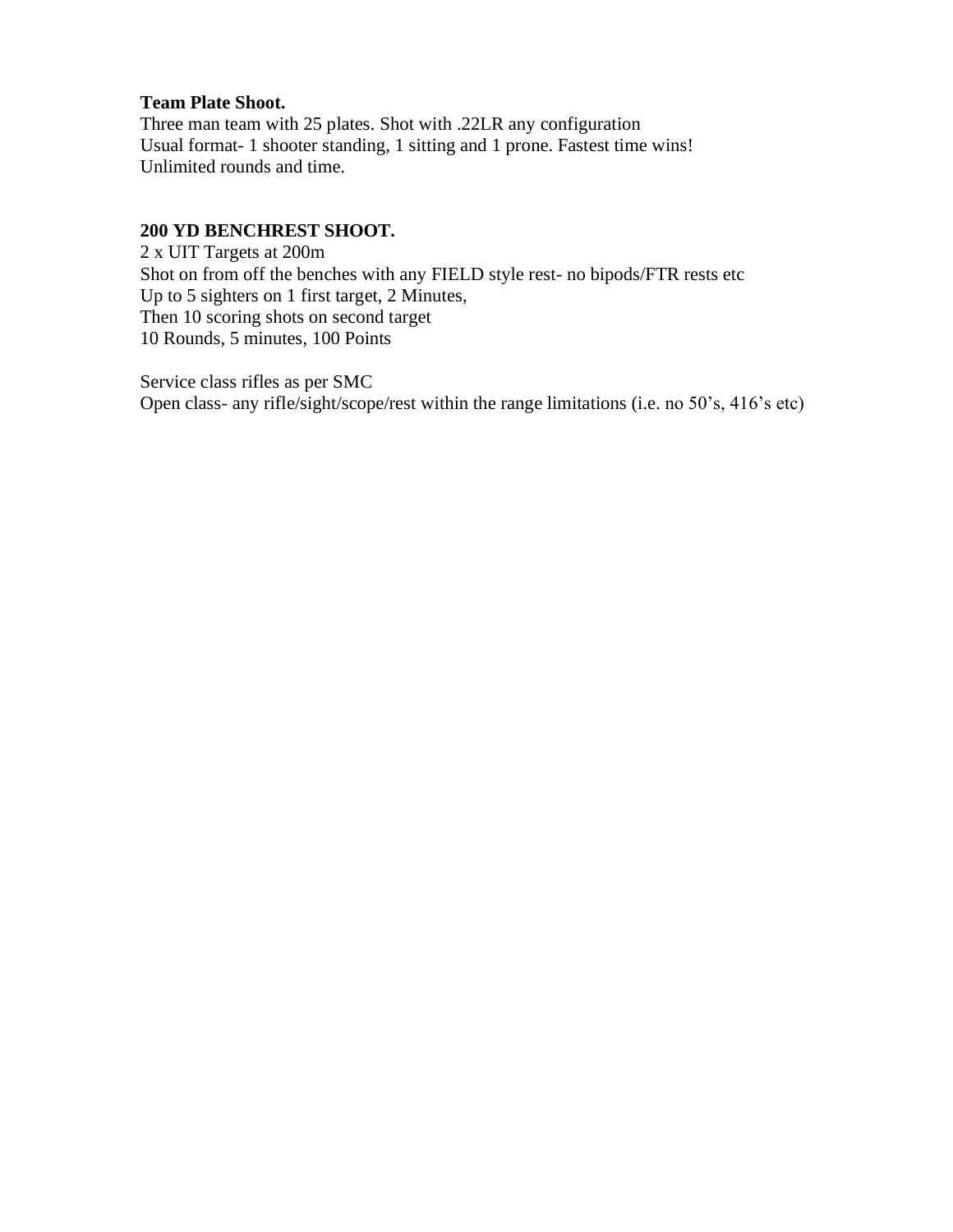**Team Plate Shoot.**
Three man team with 25 plates. Shot with .22LR any configuration
Usual format- 1 shooter standing, 1 sitting and 1 prone. Fastest time wins!
Unlimited rounds and time.

**200 YD BENCHREST SHOOT.**
2 x UIT Targets at 200m
Shot on from off the benches with any FIELD style rest- no bipods/FTR rests etc
Up to 5 sighters on 1 first target, 2 Minutes,
Then 10 scoring shots on second target
10 Rounds, 5 minutes, 100 Points

Service class rifles as per SMC
Open class- any rifle/sight/scope/rest within the range limitations (i.e. no 50's, 416's etc)